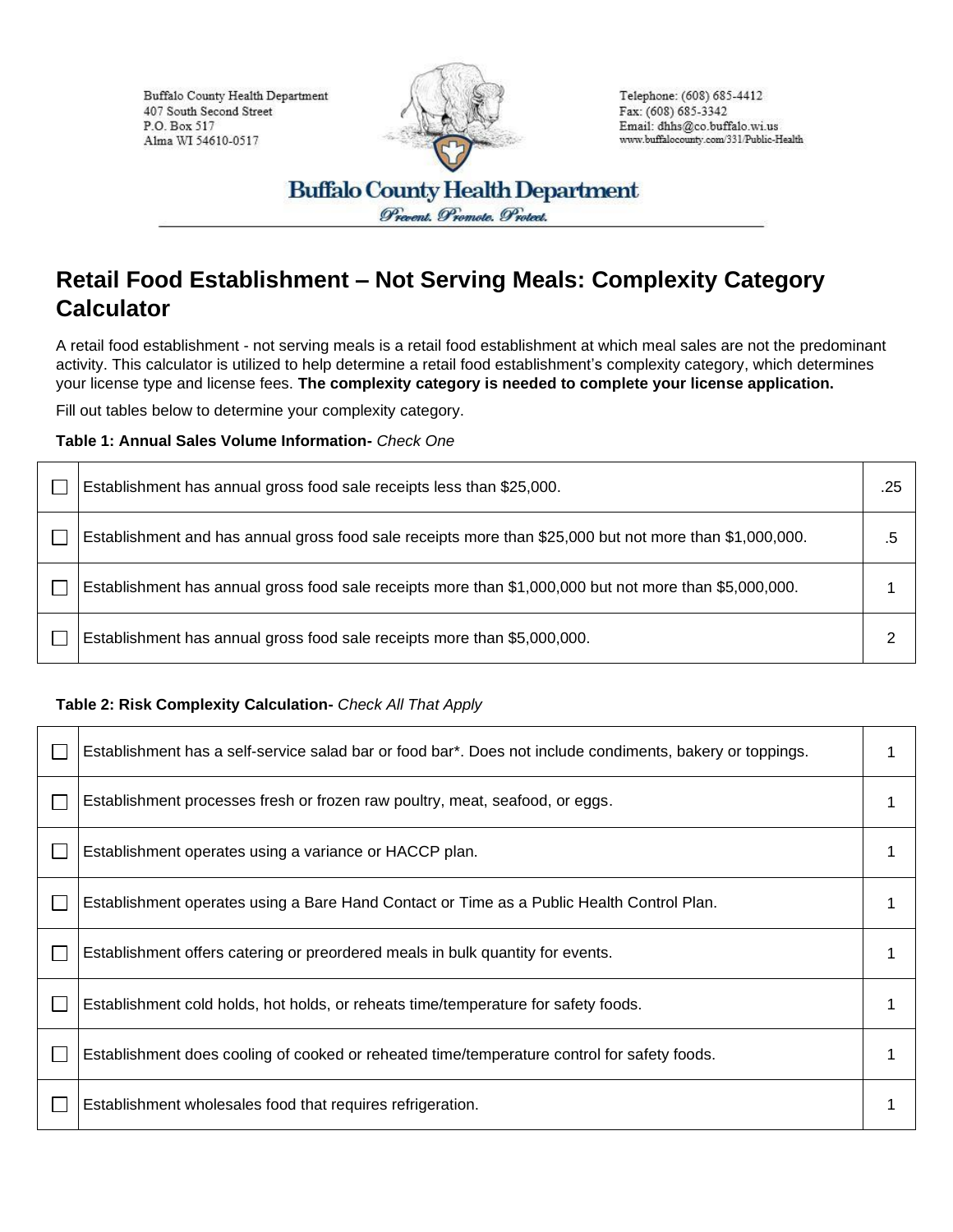Buffalo County Health Department
407 South Second Street
P.O. Box 517
Alma WI 54610-0517

Telephone: (608) 685-4412
Fax: (608) 685-3342
Email: dhhs@co.buffalo.wi.us
www.buffalocounty.com/331/Public-Health

**Buffalo County Health Department**
*Prevent. Promote. Protect.*

# Retail Food Establishment – Not Serving Meals: Complexity Category Calculator

A retail food establishment - not serving meals is a retail food establishment at which meal sales are not the predominant activity. This calculator is utilized to help determine a retail food establishment's complexity category, which determines your license type and license fees. **The complexity category is needed to complete your license application.**

Fill out tables below to determine your complexity category.

**Table 1: Annual Sales Volume Information-** *Check One*

| | | |
|---|---|---|
| ☐ | Establishment has annual gross food sale receipts less than $25,000. | .25 |
| ☐ | Establishment and has annual gross food sale receipts more than $25,000 but not more than $1,000,000. | .5 |
| ☐ | Establishment has annual gross food sale receipts more than $1,000,000 but not more than $5,000,000. | 1 |
| ☐ | Establishment has annual gross food sale receipts more than $5,000,000. | 2 |

**Table 2: Risk Complexity Calculation-** *Check All That Apply*

| | | |
|---|---|---|
| ☐ | Establishment has a self-service salad bar or food bar*. Does not include condiments, bakery or toppings. | 1 |
| ☐ | Establishment processes fresh or frozen raw poultry, meat, seafood, or eggs. | 1 |
| ☐ | Establishment operates using a variance or HACCP plan. | 1 |
| ☐ | Establishment operates using a Bare Hand Contact or Time as a Public Health Control Plan. | 1 |
| ☐ | Establishment offers catering or preordered meals in bulk quantity for events. | 1 |
| ☐ | Establishment cold holds, hot holds, or reheats time/temperature for safety foods. | 1 |
| ☐ | Establishment does cooling of cooked or reheated time/temperature control for safety foods. | 1 |
| ☐ | Establishment wholesales food that requires refrigeration. | 1 |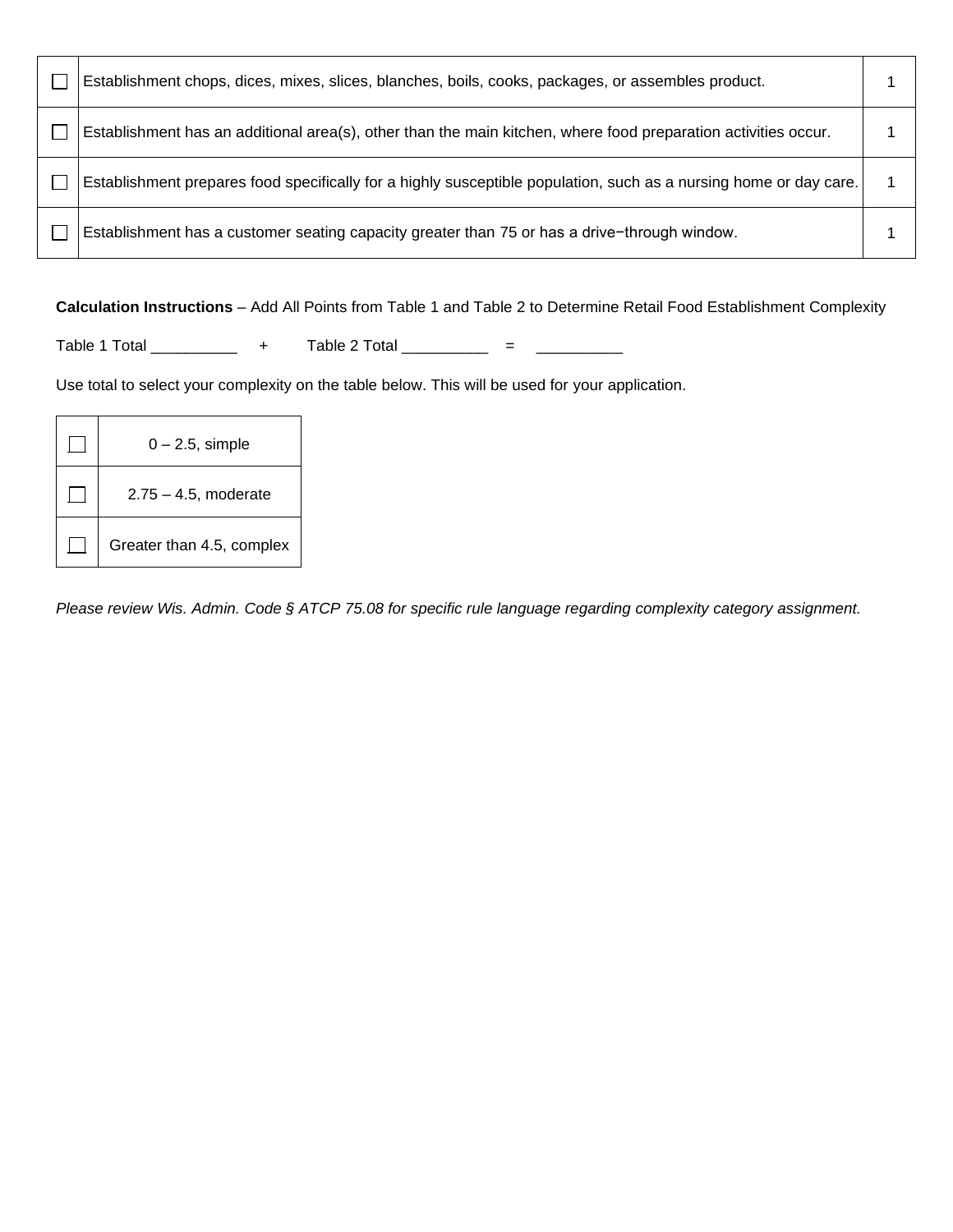| | | |
|---|---|---|
| ☐ | Establishment chops, dices, mixes, slices, blanches, boils, cooks, packages, or assembles product. | 1 |
| ☐ | Establishment has an additional area(s), other than the main kitchen, where food preparation activities occur. | 1 |
| ☐ | Establishment prepares food specifically for a highly susceptible population, such as a nursing home or day care. | 1 |
| ☐ | Establishment has a customer seating capacity greater than 75 or has a drive−through window. | 1 |

**Calculation Instructions** – Add All Points from Table 1 and Table 2 to Determine Retail Food Establishment Complexity

Table 1 Total __________ + Table 2 Total __________ = __________

Use total to select your complexity on the table below. This will be used for your application.

| | |
|---|---|
| ☐ | 0 – 2.5, simple |
| ☐ | 2.75 – 4.5, moderate |
| ☐ | Greater than 4.5, complex |

*Please review Wis. Admin. Code § ATCP 75.08 for specific rule language regarding complexity category assignment.*